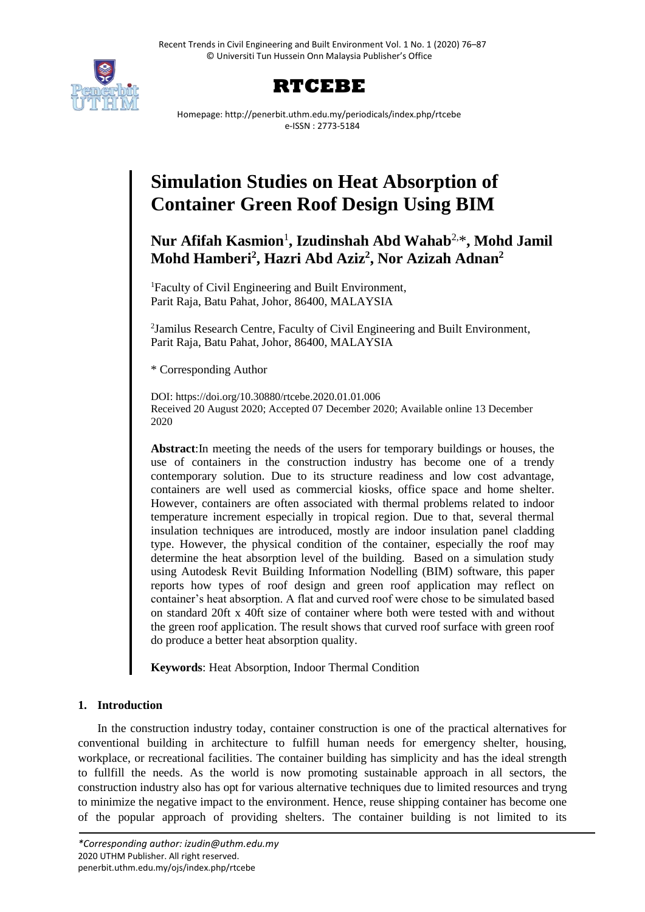# Simulation Studies on Heat Absorption of Container Green Roof Design Using BIM

**Nur Afifah Kasmion**[1], **Izudinshah Abd Wahab**[2,*], **Mohd Jamil Mohd Hamberi**[2], **Hazri Abd Aziz**[2], **Nor Azizah Adnan**[2]

[1]Faculty of Civil Engineering and Built Environment, Parit Raja, Batu Pahat, Johor, 86400, MALAYSIA

[2]Jamilus Research Centre, Faculty of Civil Engineering and Built Environment, Parit Raja, Batu Pahat, Johor, 86400, MALAYSIA

\* Corresponding Author

DOI: https://doi.org/10.30880/rtcebe.2020.01.01.006
Received 20 August 2020; Accepted 07 December 2020; Available online 13 December 2020

**Abstract**:In meeting the needs of the users for temporary buildings or houses, the use of containers in the construction industry has become one of a trendy contemporary solution. Due to its structure readiness and low cost advantage, containers are well used as commercial kiosks, office space and home shelter. However, containers are often associated with thermal problems related to indoor temperature increment especially in tropical region. Due to that, several thermal insulation techniques are introduced, mostly are indoor insulation panel cladding type. However, the physical condition of the container, especially the roof may determine the heat absorption level of the building. Based on a simulation study using Autodesk Revit Building Information Nodelling (BIM) software, this paper reports how types of roof design and green roof application may reflect on container's heat absorption. A flat and curved roof were chose to be simulated based on standard 20ft x 40ft size of container where both were tested with and without the green roof application. The result shows that curved roof surface with green roof do produce a better heat absorption quality.

**Keywords**: Heat Absorption, Indoor Thermal Condition

## 1. Introduction

In the construction industry today, container construction is one of the practical alternatives for conventional building in architecture to fulfill human needs for emergency shelter, housing, workplace, or recreational facilities. The container building has simplicity and has the ideal strength to fullfill the needs. As the world is now promoting sustainable approach in all sectors, the construction industry also has opt for various alternative techniques due to limited resources and tryng to minimize the negative impact to the environment. Hence, reuse shipping container has become one of the popular approach of providing shelters. The container building is not limited to its

*\*Corresponding author: izudin@uthm.edu.my*
2020 UTHM Publisher. All right reserved.
penerbit.uthm.edu.my/ojs/index.php/rtcebe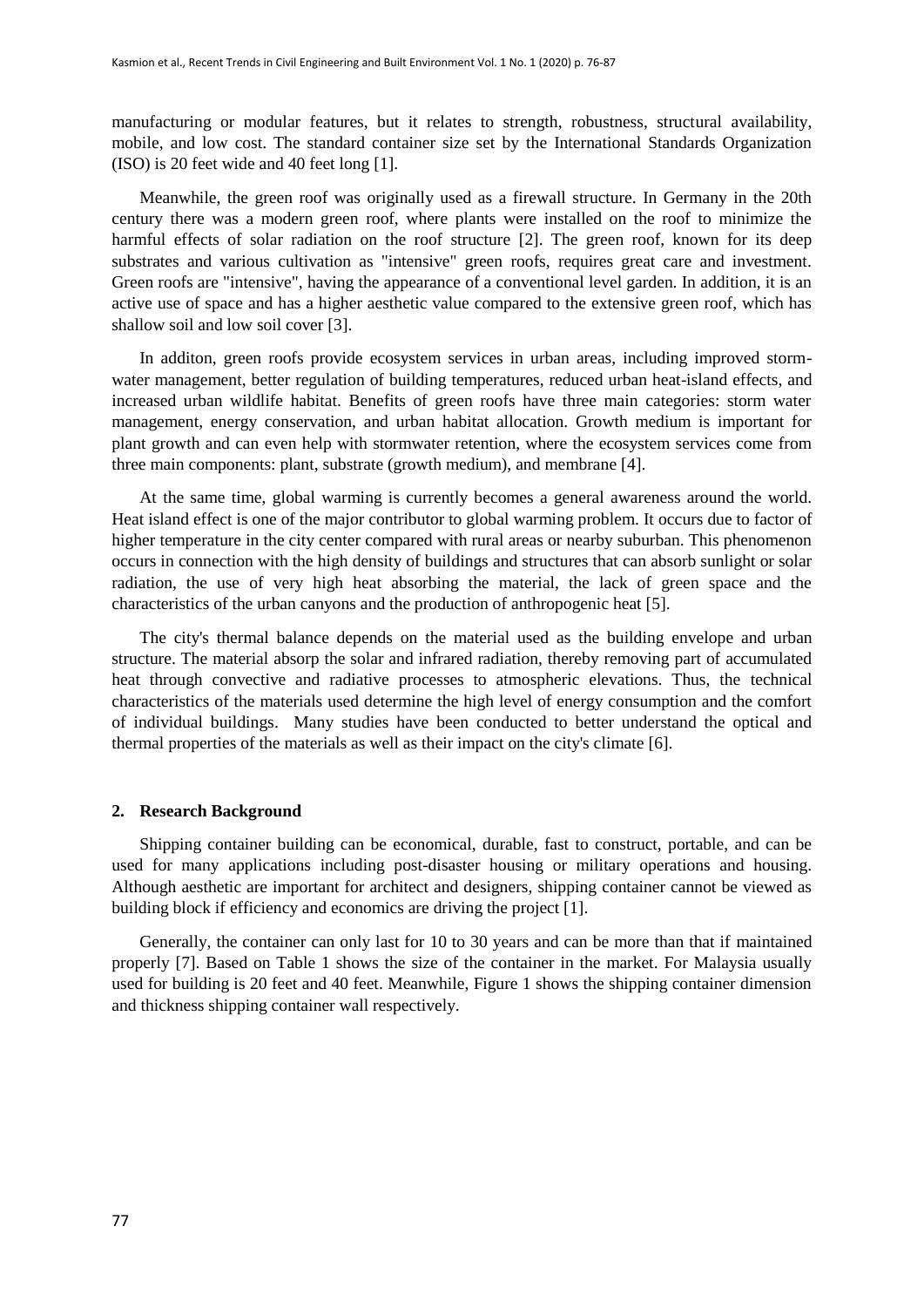manufacturing or modular features, but it relates to strength, robustness, structural availability, mobile, and low cost. The standard container size set by the International Standards Organization (ISO) is 20 feet wide and 40 feet long [1].

Meanwhile, the green roof was originally used as a firewall structure. In Germany in the 20th century there was a modern green roof, where plants were installed on the roof to minimize the harmful effects of solar radiation on the roof structure [2]. The green roof, known for its deep substrates and various cultivation as "intensive" green roofs, requires great care and investment. Green roofs are "intensive", having the appearance of a conventional level garden. In addition, it is an active use of space and has a higher aesthetic value compared to the extensive green roof, which has shallow soil and low soil cover [3].

In additon, green roofs provide ecosystem services in urban areas, including improved storm-water management, better regulation of building temperatures, reduced urban heat-island effects, and increased urban wildlife habitat. Benefits of green roofs have three main categories: storm water management, energy conservation, and urban habitat allocation. Growth medium is important for plant growth and can even help with stormwater retention, where the ecosystem services come from three main components: plant, substrate (growth medium), and membrane [4].

At the same time, global warming is currently becomes a general awareness around the world. Heat island effect is one of the major contributor to global warming problem. It occurs due to factor of higher temperature in the city center compared with rural areas or nearby suburban. This phenomenon occurs in connection with the high density of buildings and structures that can absorb sunlight or solar radiation, the use of very high heat absorbing the material, the lack of green space and the characteristics of the urban canyons and the production of anthropogenic heat [5].

The city's thermal balance depends on the material used as the building envelope and urban structure. The material absorp the solar and infrared radiation, thereby removing part of accumulated heat through convective and radiative processes to atmospheric elevations. Thus, the technical characteristics of the materials used determine the high level of energy consumption and the comfort of individual buildings. Many studies have been conducted to better understand the optical and thermal properties of the materials as well as their impact on the city's climate [6].

## 2. Research Background

Shipping container building can be economical, durable, fast to construct, portable, and can be used for many applications including post-disaster housing or military operations and housing. Although aesthetic are important for architect and designers, shipping container cannot be viewed as building block if efficiency and economics are driving the project [1].

Generally, the container can only last for 10 to 30 years and can be more than that if maintained properly [7]. Based on Table 1 shows the size of the container in the market. For Malaysia usually used for building is 20 feet and 40 feet. Meanwhile, Figure 1 shows the shipping container dimension and thickness shipping container wall respectively.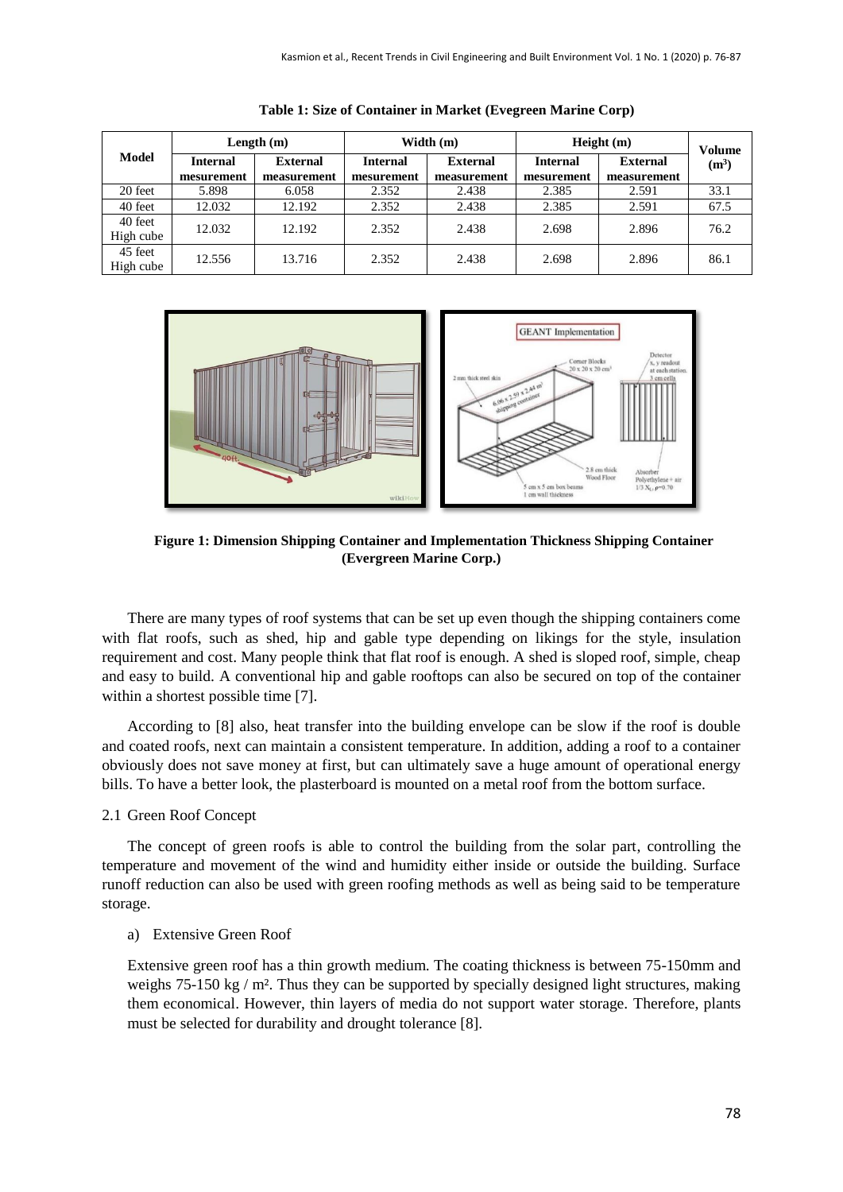**Table 1: Size of Container in Market (Evegreen Marine Corp)**

| Model | Length (m) | | Width (m) | | Height (m) | | Volume (m³) |
|---|---|---|---|---|---|---|---|
| | Internal mesurement | External measurement | Internal mesurement | External measurement | Internal mesurement | External measurement | |
| 20 feet | 5.898 | 6.058 | 2.352 | 2.438 | 2.385 | 2.591 | 33.1 |
| 40 feet | 12.032 | 12.192 | 2.352 | 2.438 | 2.385 | 2.591 | 67.5 |
| 40 feet High cube | 12.032 | 12.192 | 2.352 | 2.438 | 2.698 | 2.896 | 76.2 |
| 45 feet High cube | 12.556 | 13.716 | 2.352 | 2.438 | 2.698 | 2.896 | 86.1 |

**Figure 1: Dimension Shipping Container and Implementation Thickness Shipping Container (Evergreen Marine Corp.)**

There are many types of roof systems that can be set up even though the shipping containers come with flat roofs, such as shed, hip and gable type depending on likings for the style, insulation requirement and cost. Many people think that flat roof is enough. A shed is sloped roof, simple, cheap and easy to build. A conventional hip and gable rooftops can also be secured on top of the container within a shortest possible time [7].

According to [8] also, heat transfer into the building envelope can be slow if the roof is double and coated roofs, next can maintain a consistent temperature. In addition, adding a roof to a container obviously does not save money at first, but can ultimately save a huge amount of operational energy bills. To have a better look, the plasterboard is mounted on a metal roof from the bottom surface.

### 2.1 Green Roof Concept

The concept of green roofs is able to control the building from the solar part, controlling the temperature and movement of the wind and humidity either inside or outside the building. Surface runoff reduction can also be used with green roofing methods as well as being said to be temperature storage.

a) Extensive Green Roof

Extensive green roof has a thin growth medium. The coating thickness is between 75-150mm and weighs 75-150 kg / m². Thus they can be supported by specially designed light structures, making them economical. However, thin layers of media do not support water storage. Therefore, plants must be selected for durability and drought tolerance [8].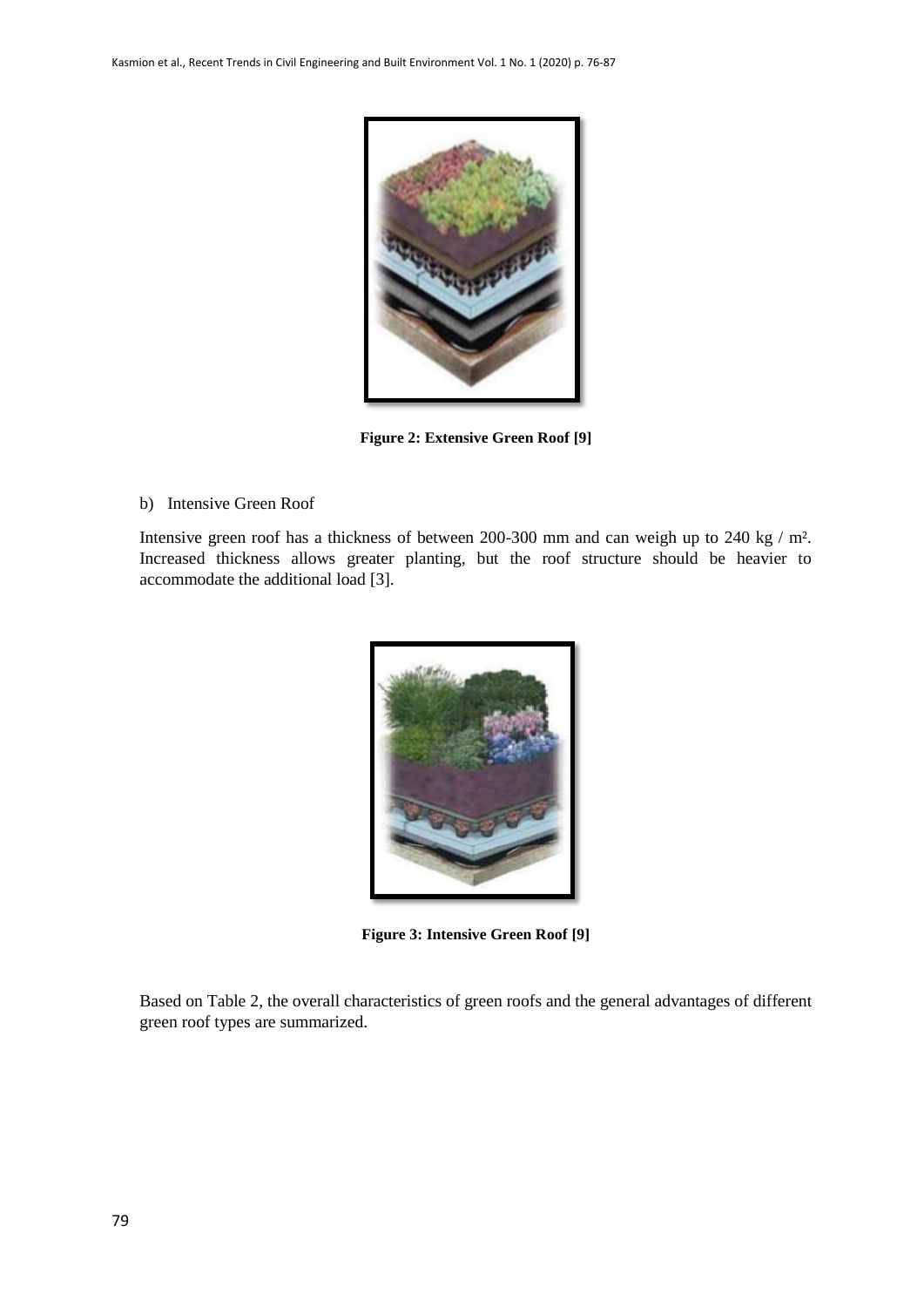**Figure 2: Extensive Green Roof [9]**

b) Intensive Green Roof

Intensive green roof has a thickness of between 200-300 mm and can weigh up to 240 kg / m². Increased thickness allows greater planting, but the roof structure should be heavier to accommodate the additional load [3].

**Figure 3: Intensive Green Roof [9]**

Based on Table 2, the overall characteristics of green roofs and the general advantages of different green roof types are summarized.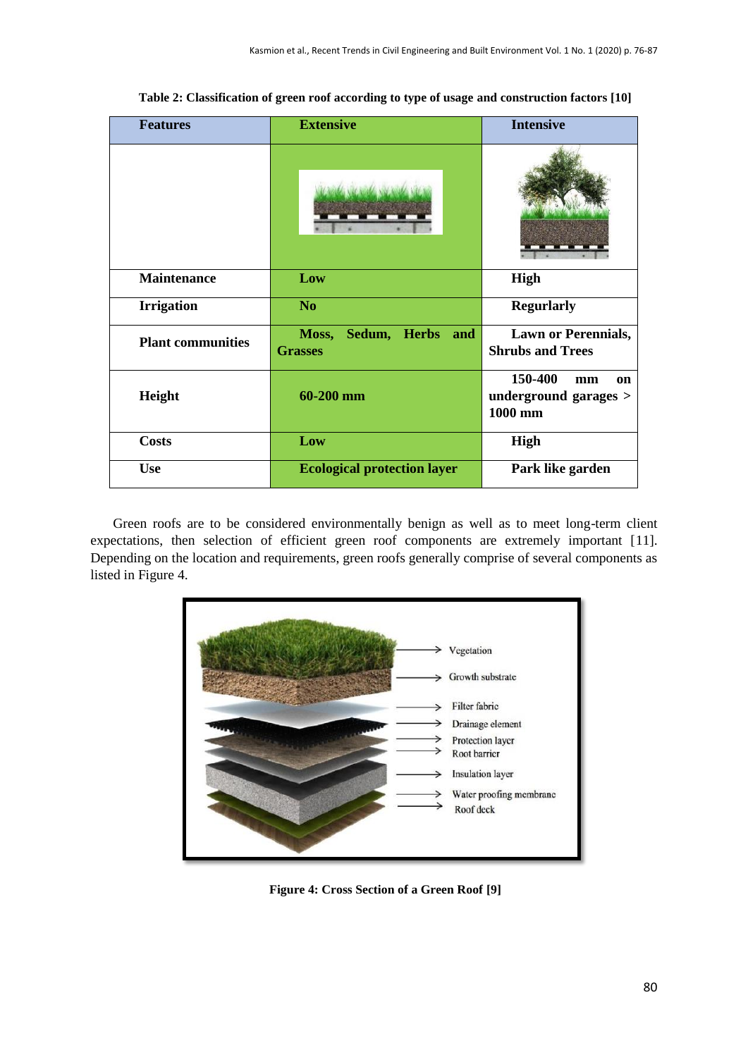Table 2: Classification of green roof according to type of usage and construction factors [10]

| Features | Extensive | Intensive |
|---|---|---|
| | | |
| Maintenance | Low | High |
| Irrigation | No | Regurlarly |
| Plant communities | Moss, Sedum, Herbs and Grasses | Lawn or Perennials, Shrubs and Trees |
| Height | 60-200 mm | 150-400 mm on underground garages > 1000 mm |
| Costs | Low | High |
| Use | Ecological protection layer | Park like garden |

Green roofs are to be considered environmentally benign as well as to meet long-term client expectations, then selection of efficient green roof components are extremely important [11]. Depending on the location and requirements, green roofs generally comprise of several components as listed in Figure 4.

Vegetation
Growth substrate
Filter fabric
Drainage element
Protection layer
Root barrier
Insulation layer
Water proofing membrane
Roof deck

**Figure 4: Cross Section of a Green Roof [9]**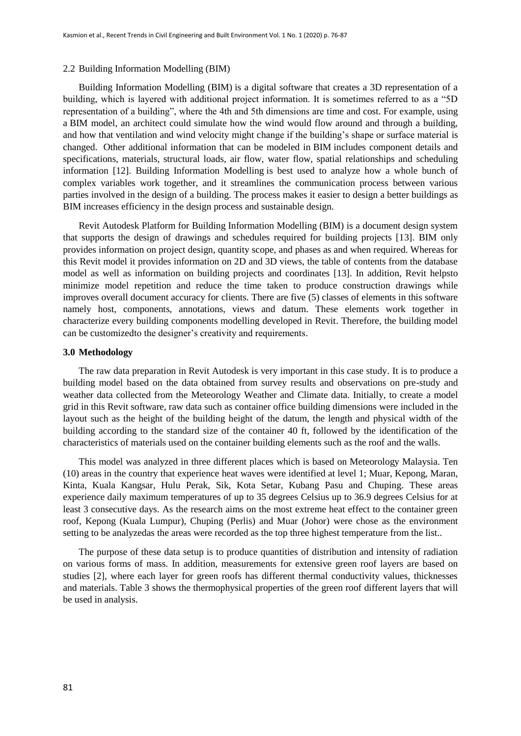### 2.2 Building Information Modelling (BIM)

Building Information Modelling (BIM) is a digital software that creates a 3D representation of a building, which is layered with additional project information. It is sometimes referred to as a "5D representation of a building", where the 4th and 5th dimensions are time and cost. For example, using a BIM model, an architect could simulate how the wind would flow around and through a building, and how that ventilation and wind velocity might change if the building's shape or surface material is changed. Other additional information that can be modeled in BIM includes component details and specifications, materials, structural loads, air flow, water flow, spatial relationships and scheduling information [12]. Building Information Modelling is best used to analyze how a whole bunch of complex variables work together, and it streamlines the communication process between various parties involved in the design of a building. The process makes it easier to design a better buildings as BIM increases efficiency in the design process and sustainable design.

Revit Autodesk Platform for Building Information Modelling (BIM) is a document design system that supports the design of drawings and schedules required for building projects [13]. BIM only provides information on project design, quantity scope, and phases as and when required. Whereas for this Revit model it provides information on 2D and 3D views, the table of contents from the database model as well as information on building projects and coordinates [13]. In addition, Revit helpsto minimize model repetition and reduce the time taken to produce construction drawings while improves overall document accuracy for clients. There are five (5) classes of elements in this software namely host, components, annotations, views and datum. These elements work together in characterize every building components modelling developed in Revit. Therefore, the building model can be customizedto the designer's creativity and requirements.

## 3.0 Methodology

The raw data preparation in Revit Autodesk is very important in this case study. It is to produce a building model based on the data obtained from survey results and observations on pre-study and weather data collected from the Meteorology Weather and Climate data. Initially, to create a model grid in this Revit software, raw data such as container office building dimensions were included in the layout such as the height of the building height of the datum, the length and physical width of the building according to the standard size of the container 40 ft, followed by the identification of the characteristics of materials used on the container building elements such as the roof and the walls.

This model was analyzed in three different places which is based on Meteorology Malaysia. Ten (10) areas in the country that experience heat waves were identified at level 1; Muar, Kepong, Maran, Kinta, Kuala Kangsar, Hulu Perak, Sik, Kota Setar, Kubang Pasu and Chuping. These areas experience daily maximum temperatures of up to 35 degrees Celsius up to 36.9 degrees Celsius for at least 3 consecutive days. As the research aims on the most extreme heat effect to the container green roof, Kepong (Kuala Lumpur), Chuping (Perlis) and Muar (Johor) were chose as the environment setting to be analyzedas the areas were recorded as the top three highest temperature from the list..

The purpose of these data setup is to produce quantities of distribution and intensity of radiation on various forms of mass. In addition, measurements for extensive green roof layers are based on studies [2], where each layer for green roofs has different thermal conductivity values, thicknesses and materials. Table 3 shows the thermophysical properties of the green roof different layers that will be used in analysis.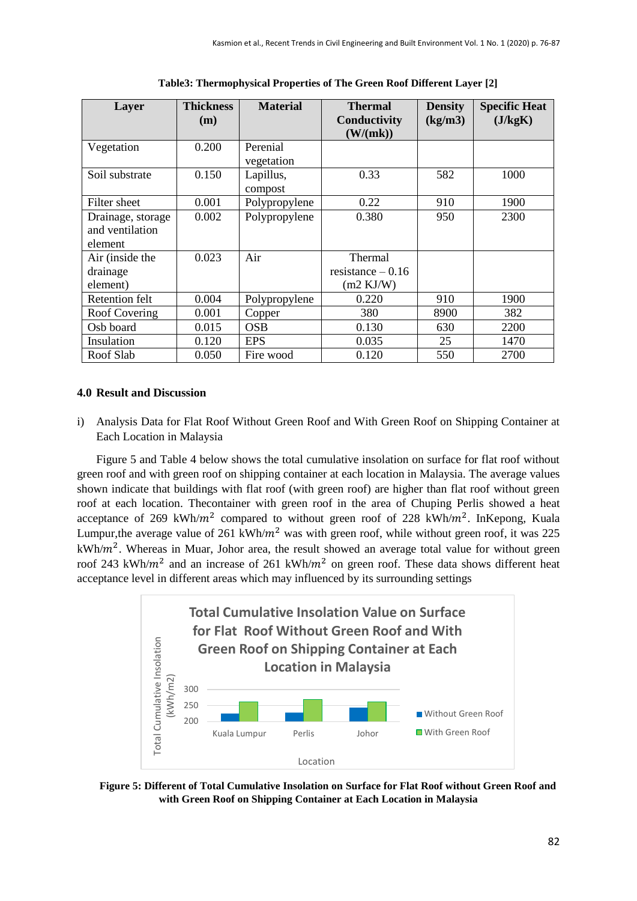**Table3: Thermophysical Properties of The Green Roof Different Layer [2]**

| Layer | Thickness (m) | Material | Thermal Conductivity (W/(mk)) | Density (kg/m3) | Specific Heat (J/kgK) |
|---|---|---|---|---|---|
| Vegetation | 0.200 | Perenial vegetation | | | |
| Soil substrate | 0.150 | Lapillus, compost | 0.33 | 582 | 1000 |
| Filter sheet | 0.001 | Polypropylene | 0.22 | 910 | 1900 |
| Drainage, storage and ventilation element | 0.002 | Polypropylene | 0.380 | 950 | 2300 |
| Air (inside the drainage element) | 0.023 | Air | Thermal resistance – 0.16 (m2 KJ/W) | | |
| Retention felt | 0.004 | Polypropylene | 0.220 | 910 | 1900 |
| Roof Covering | 0.001 | Copper | 380 | 8900 | 382 |
| Osb board | 0.015 | OSB | 0.130 | 630 | 2200 |
| Insulation | 0.120 | EPS | 0.035 | 25 | 1470 |
| Roof Slab | 0.050 | Fire wood | 0.120 | 550 | 2700 |

## 4.0 Result and Discussion

i) Analysis Data for Flat Roof Without Green Roof and With Green Roof on Shipping Container at Each Location in Malaysia

Figure 5 and Table 4 below shows the total cumulative insolation on surface for flat roof without green roof and with green roof on shipping container at each location in Malaysia. The average values shown indicate that buildings with flat roof (with green roof) are higher than flat roof without green roof at each location. Thecontainer with green roof in the area of Chuping Perlis showed a heat acceptance of 269 kWh/$m^2$ compared to without green roof of 228 kWh/$m^2$. InKepong, Kuala Lumpur,the average value of 261 kWh/$m^2$ was with green roof, while without green roof, it was 225 kWh/$m^2$. Whereas in Muar, Johor area, the result showed an average total value for without green roof 243 kWh/$m^2$ and an increase of 261 kWh/$m^2$ on green roof. These data shows different heat acceptance level in different areas which may influenced by its surrounding settings

**Figure 5: Different of Total Cumulative Insolation on Surface for Flat Roof without Green Roof and with Green Roof on Shipping Container at Each Location in Malaysia**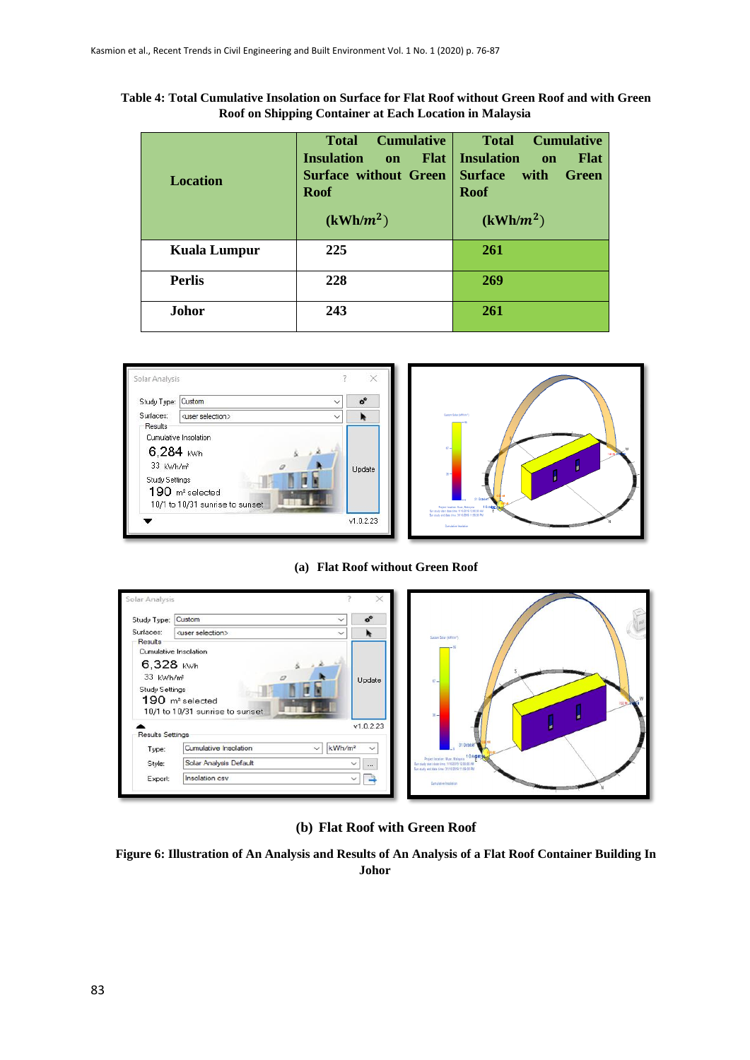**Table 4: Total Cumulative Insolation on Surface for Flat Roof without Green Roof and with Green Roof on Shipping Container at Each Location in Malaysia**

| Location | Total Cumulative Insulation on Flat Surface without Green Roof ($kWh/m^2$) | Total Cumulative Insulation on Flat Surface with Green Roof ($kWh/m^2$) |
|---|---|---|
| **Kuala Lumpur** | **225** | **261** |
| **Perlis** | **228** | **269** |
| **Johor** | **243** | **261** |

**(a) Flat Roof without Green Roof**

**(b) Flat Roof with Green Roof**

**Figure 6: Illustration of An Analysis and Results of An Analysis of a Flat Roof Container Building In Johor**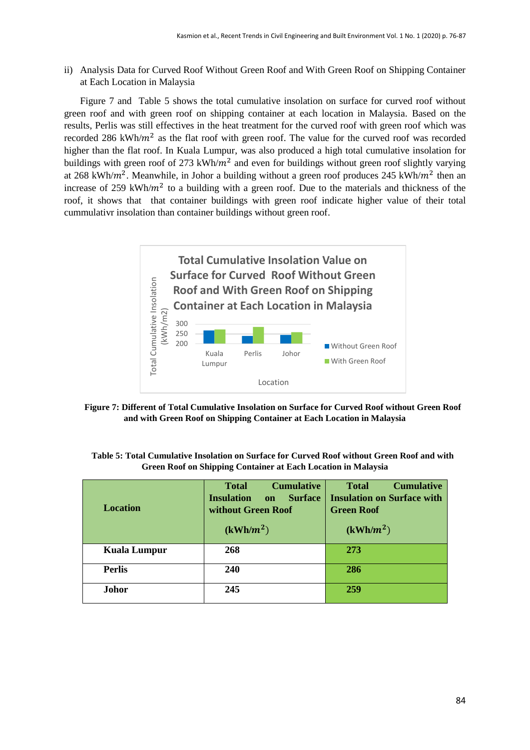ii) Analysis Data for Curved Roof Without Green Roof and With Green Roof on Shipping Container at Each Location in Malaysia

Figure 7 and Table 5 shows the total cumulative insolation on surface for curved roof without green roof and with green roof on shipping container at each location in Malaysia. Based on the results, Perlis was still effectives in the heat treatment for the curved roof with green roof which was recorded 286 kWh/$m^2$ as the flat roof with green roof. The value for the curved roof was recorded higher than the flat roof. In Kuala Lumpur, was also produced a high total cumulative insolation for buildings with green roof of 273 kWh/$m^2$ and even for buildings without green roof slightly varying at 268 kWh/$m^2$. Meanwhile, in Johor a building without a green roof produces 245 kWh/$m^2$ then an increase of 259 kWh/$m^2$ to a building with a green roof. Due to the materials and thickness of the roof, it shows that that container buildings with green roof indicate higher value of their total cummulativr insolation than container buildings without green roof.

**Figure 7: Different of Total Cumulative Insolation on Surface for Curved Roof without Green Roof and with Green Roof on Shipping Container at Each Location in Malaysia**

**Table 5: Total Cumulative Insolation on Surface for Curved Roof without Green Roof and with Green Roof on Shipping Container at Each Location in Malaysia**

| Location | Total Cumulative Insulation on Surface without Green Roof (kWh/$m^2$) | Total Cumulative Insulation on Surface with Green Roof (kWh/$m^2$) |
|---|---|---|
| **Kuala Lumpur** | **268** | **273** |
| **Perlis** | **240** | **286** |
| **Johor** | **245** | **259** |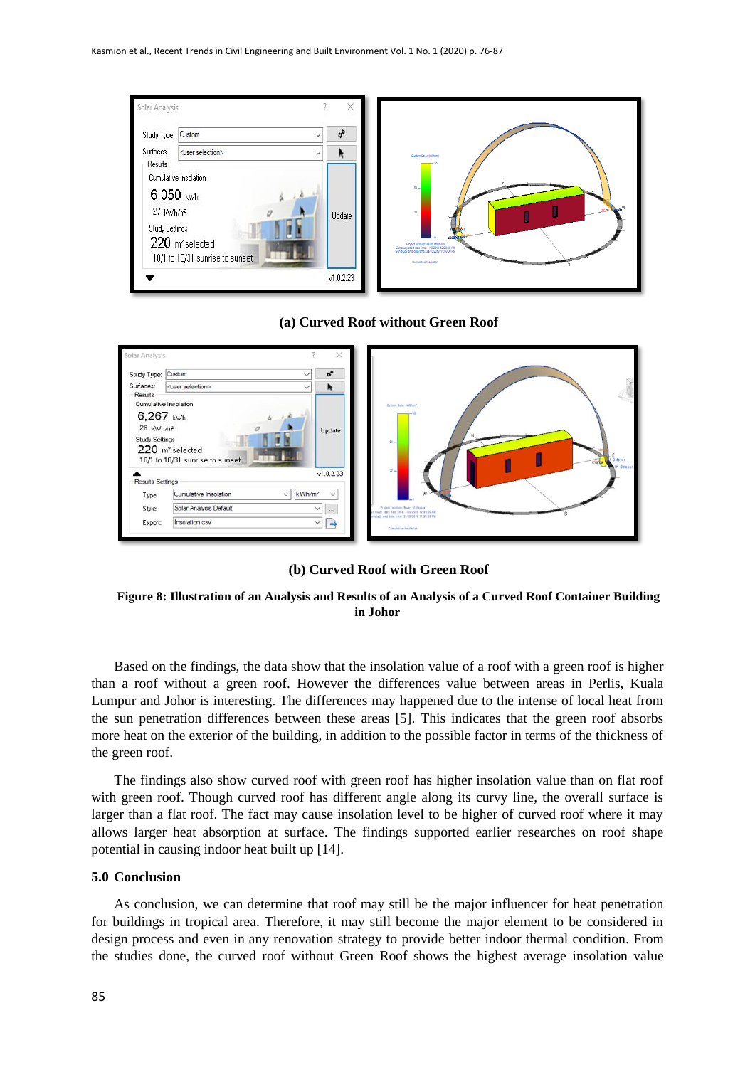(a) Curved Roof without Green Roof

(b) Curved Roof with Green Roof

**Figure 8: Illustration of an Analysis and Results of an Analysis of a Curved Roof Container Building in Johor**

Based on the findings, the data show that the insolation value of a roof with a green roof is higher than a roof without a green roof. However the differences value between areas in Perlis, Kuala Lumpur and Johor is interesting. The differences may happened due to the intense of local heat from the sun penetration differences between these areas [5]. This indicates that the green roof absorbs more heat on the exterior of the building, in addition to the possible factor in terms of the thickness of the green roof.

The findings also show curved roof with green roof has higher insolation value than on flat roof with green roof. Though curved roof has different angle along its curvy line, the overall surface is larger than a flat roof. The fact may cause insolation level to be higher of curved roof where it may allows larger heat absorption at surface. The findings supported earlier researches on roof shape potential in causing indoor heat built up [14].

## 5.0 Conclusion

As conclusion, we can determine that roof may still be the major influencer for heat penetration for buildings in tropical area. Therefore, it may still become the major element to be considered in design process and even in any renovation strategy to provide better indoor thermal condition. From the studies done, the curved roof without Green Roof shows the highest average insolation value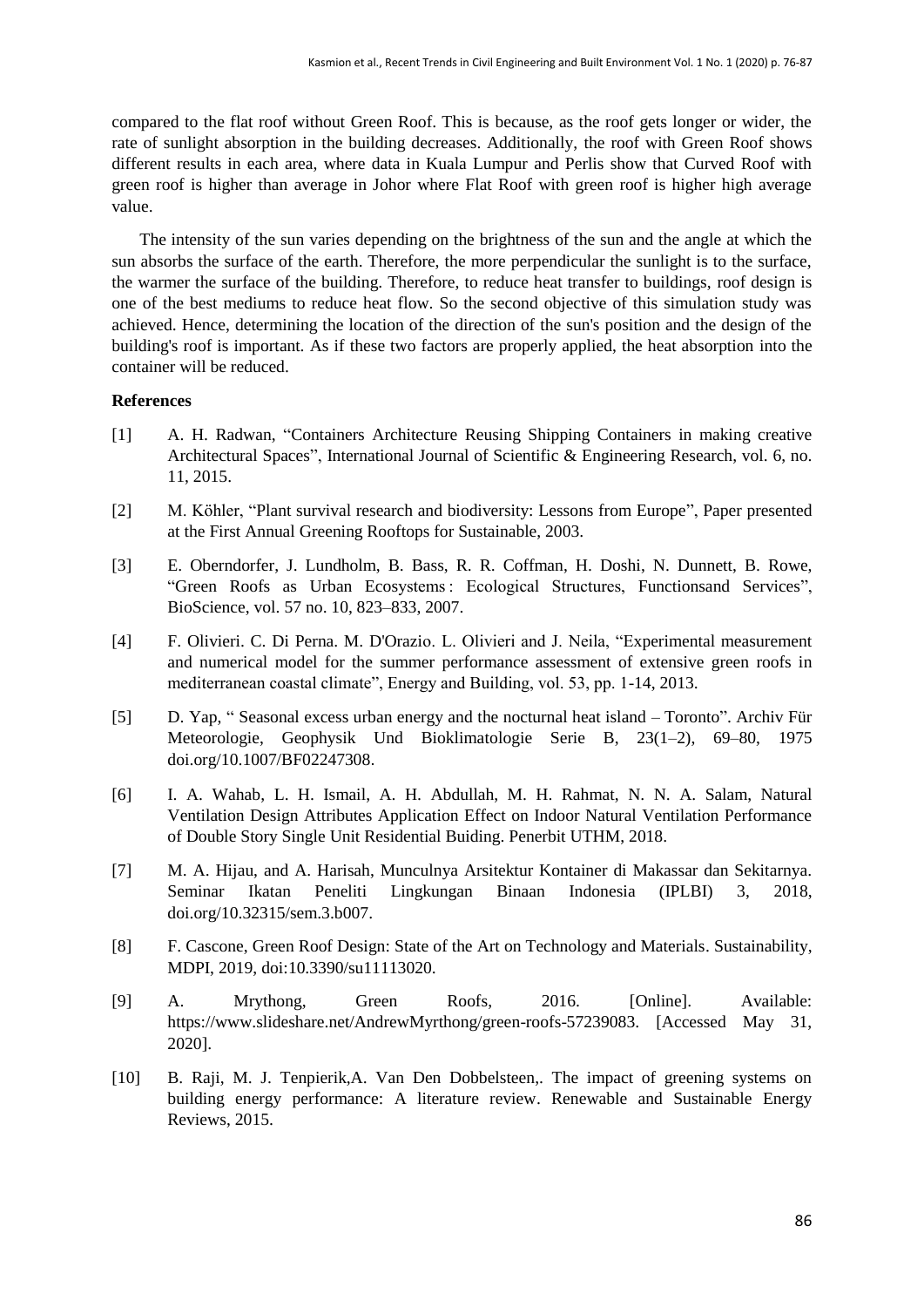compared to the flat roof without Green Roof. This is because, as the roof gets longer or wider, the rate of sunlight absorption in the building decreases. Additionally, the roof with Green Roof shows different results in each area, where data in Kuala Lumpur and Perlis show that Curved Roof with green roof is higher than average in Johor where Flat Roof with green roof is higher high average value.

The intensity of the sun varies depending on the brightness of the sun and the angle at which the sun absorbs the surface of the earth. Therefore, the more perpendicular the sunlight is to the surface, the warmer the surface of the building. Therefore, to reduce heat transfer to buildings, roof design is one of the best mediums to reduce heat flow. So the second objective of this simulation study was achieved. Hence, determining the location of the direction of the sun's position and the design of the building's roof is important. As if these two factors are properly applied, the heat absorption into the container will be reduced.

## References

[1] A. H. Radwan, "Containers Architecture Reusing Shipping Containers in making creative Architectural Spaces", International Journal of Scientific & Engineering Research, vol. 6, no. 11, 2015.

[2] M. Köhler, "Plant survival research and biodiversity: Lessons from Europe", Paper presented at the First Annual Greening Rooftops for Sustainable, 2003.

[3] E. Oberndorfer, J. Lundholm, B. Bass, R. R. Coffman, H. Doshi, N. Dunnett, B. Rowe, "Green Roofs as Urban Ecosystems : Ecological Structures, Functionsand Services", BioScience, vol. 57 no. 10, 823–833, 2007.

[4] F. Olivieri. C. Di Perna. M. D'Orazio. L. Olivieri and J. Neila, "Experimental measurement and numerical model for the summer performance assessment of extensive green roofs in mediterranean coastal climate", Energy and Building, vol. 53, pp. 1-14, 2013.

[5] D. Yap, " Seasonal excess urban energy and the nocturnal heat island – Toronto". Archiv Für Meteorologie, Geophysik Und Bioklimatologie Serie B, 23(1–2), 69–80, 1975 doi.org/10.1007/BF02247308.

[6] I. A. Wahab, L. H. Ismail, A. H. Abdullah, M. H. Rahmat, N. N. A. Salam, Natural Ventilation Design Attributes Application Effect on Indoor Natural Ventilation Performance of Double Story Single Unit Residential Buiding. Penerbit UTHM, 2018.

[7] M. A. Hijau, and A. Harisah, Munculnya Arsitektur Kontainer di Makassar dan Sekitarnya. Seminar Ikatan Peneliti Lingkungan Binaan Indonesia (IPLBI) 3, 2018, doi.org/10.32315/sem.3.b007.

[8] F. Cascone, Green Roof Design: State of the Art on Technology and Materials. Sustainability, MDPI, 2019, doi:10.3390/su11113020.

[9] A. Mrythong, Green Roofs, 2016. [Online]. Available: https://www.slideshare.net/AndrewMyrthong/green-roofs-57239083. [Accessed May 31, 2020].

[10] B. Raji, M. J. Tenpierik,A. Van Den Dobbelsteen,. The impact of greening systems on building energy performance: A literature review. Renewable and Sustainable Energy Reviews, 2015.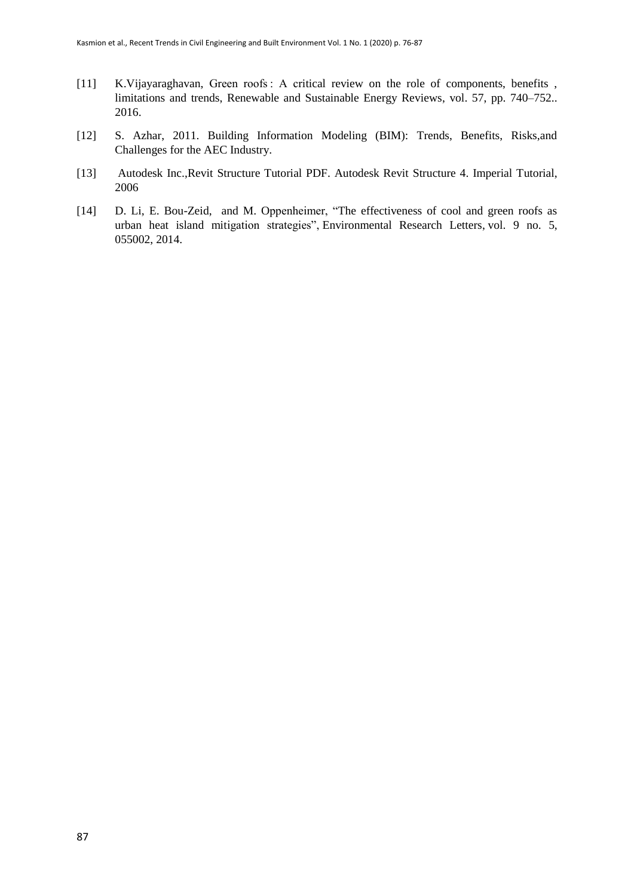[11] K.Vijayaraghavan, Green roofs : A critical review on the role of components, benefits , limitations and trends, Renewable and Sustainable Energy Reviews, vol. 57, pp. 740–752.. 2016.

[12] S. Azhar, 2011. Building Information Modeling (BIM): Trends, Benefits, Risks,and Challenges for the AEC Industry.

[13] Autodesk Inc.,Revit Structure Tutorial PDF. Autodesk Revit Structure 4. Imperial Tutorial, 2006

[14] D. Li, E. Bou-Zeid, and M. Oppenheimer, "The effectiveness of cool and green roofs as urban heat island mitigation strategies", Environmental Research Letters, vol. 9 no. 5, 055002, 2014.